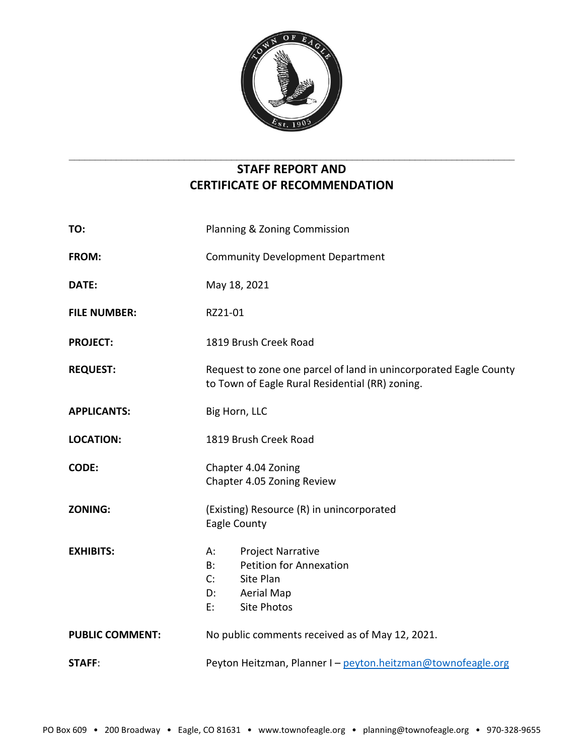# STAFF REPORT AND CERTIFICATE OF RECOMMENDATION

| | |
|---|---|
| **TO:** | Planning & Zoning Commission |
| **FROM:** | Community Development Department |
| **DATE:** | May 18, 2021 |
| **FILE NUMBER:** | RZ21-01 |
| **PROJECT:** | 1819 Brush Creek Road |
| **REQUEST:** | Request to zone one parcel of land in unincorporated Eagle County to Town of Eagle Rural Residential (RR) zoning. |
| **APPLICANTS:** | Big Horn, LLC |
| **LOCATION:** | 1819 Brush Creek Road |
| **CODE:** | Chapter 4.04 Zoning<br>Chapter 4.05 Zoning Review |
| **ZONING:** | (Existing) Resource (R) in unincorporated Eagle County |
| **EXHIBITS:** | A: Project Narrative<br>B: Petition for Annexation<br>C: Site Plan<br>D: Aerial Map<br>E: Site Photos |
| **PUBLIC COMMENT:** | No public comments received as of May 12, 2021. |
| **STAFF:** | Peyton Heitzman, Planner I – peyton.heitzman@townofeagle.org |

PO Box 609 • 200 Broadway • Eagle, CO 81631 • www.townofeagle.org • planning@townofeagle.org • 970-328-9655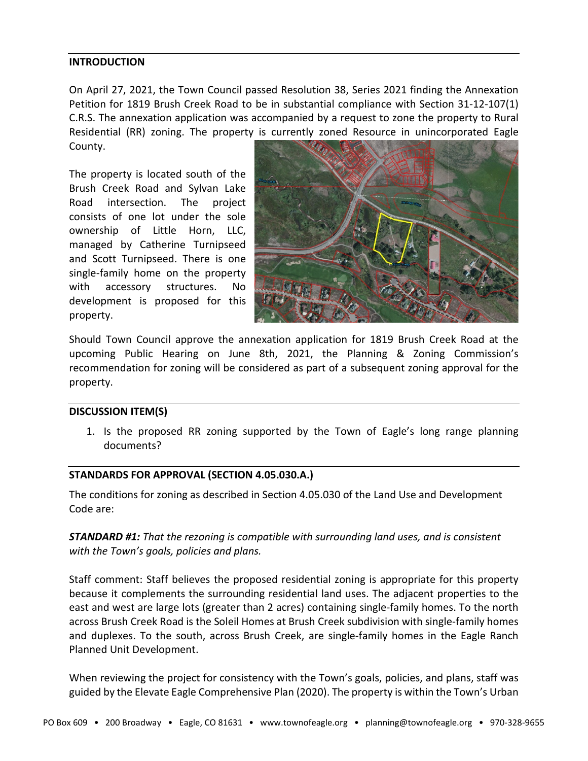## INTRODUCTION

On April 27, 2021, the Town Council passed Resolution 38, Series 2021 finding the Annexation Petition for 1819 Brush Creek Road to be in substantial compliance with Section 31-12-107(1) C.R.S. The annexation application was accompanied by a request to zone the property to Rural Residential (RR) zoning. The property is currently zoned Resource in unincorporated Eagle County.

The property is located south of the Brush Creek Road and Sylvan Lake Road intersection. The project consists of one lot under the sole ownership of Little Horn, LLC, managed by Catherine Turnipseed and Scott Turnipseed. There is one single-family home on the property with accessory structures. No development is proposed for this property.

Should Town Council approve the annexation application for 1819 Brush Creek Road at the upcoming Public Hearing on June 8th, 2021, the Planning & Zoning Commission's recommendation for zoning will be considered as part of a subsequent zoning approval for the property.

## DISCUSSION ITEM(S)

1. Is the proposed RR zoning supported by the Town of Eagle's long range planning documents?

## STANDARDS FOR APPROVAL (SECTION 4.05.030.A.)

The conditions for zoning as described in Section 4.05.030 of the Land Use and Development Code are:

***STANDARD #1:*** *That the rezoning is compatible with surrounding land uses, and is consistent with the Town's goals, policies and plans.*

Staff comment: Staff believes the proposed residential zoning is appropriate for this property because it complements the surrounding residential land uses. The adjacent properties to the east and west are large lots (greater than 2 acres) containing single-family homes. To the north across Brush Creek Road is the Soleil Homes at Brush Creek subdivision with single-family homes and duplexes. To the south, across Brush Creek, are single-family homes in the Eagle Ranch Planned Unit Development.

When reviewing the project for consistency with the Town's goals, policies, and plans, staff was guided by the Elevate Eagle Comprehensive Plan (2020). The property is within the Town's Urban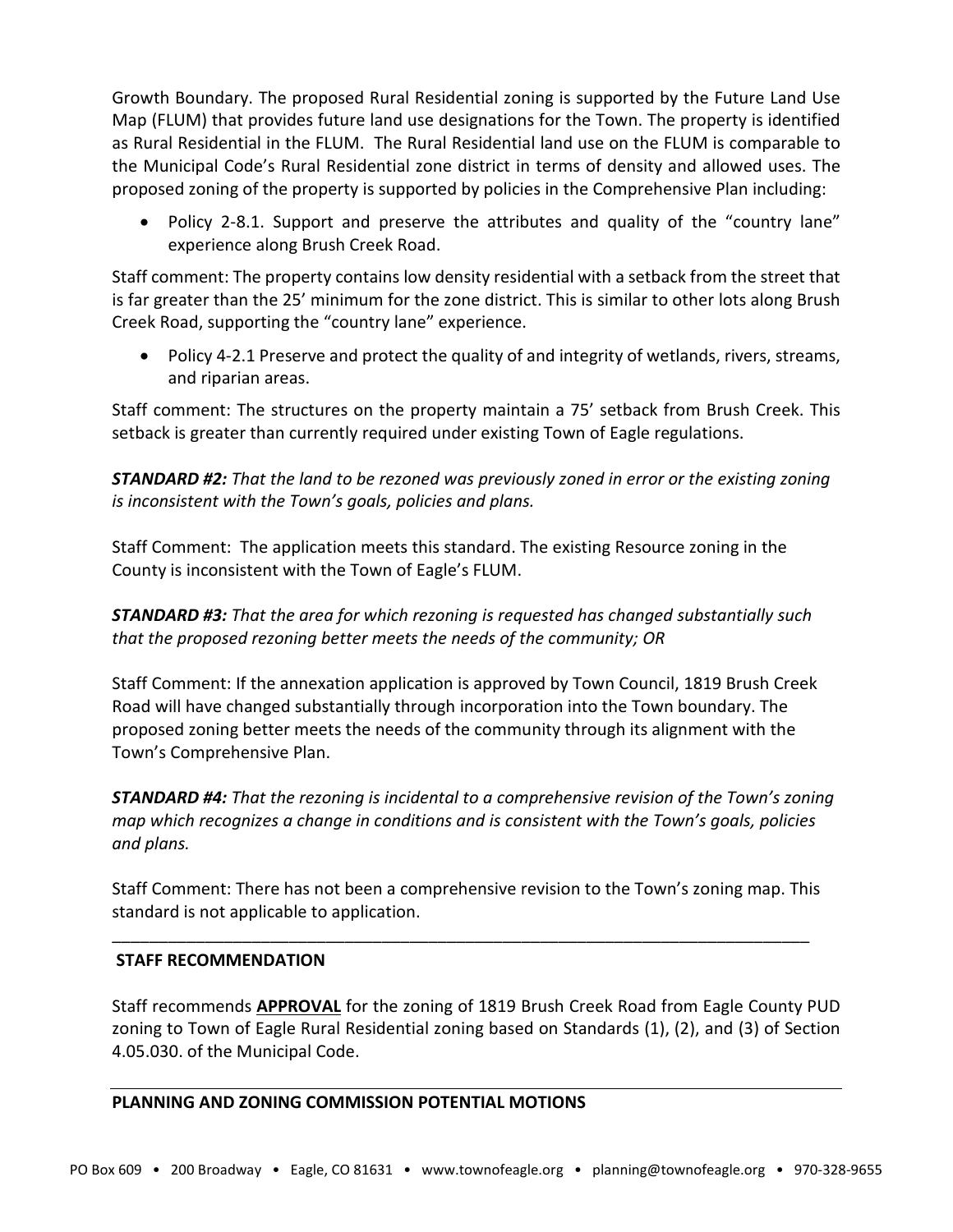Growth Boundary. The proposed Rural Residential zoning is supported by the Future Land Use Map (FLUM) that provides future land use designations for the Town. The property is identified as Rural Residential in the FLUM. The Rural Residential land use on the FLUM is comparable to the Municipal Code's Rural Residential zone district in terms of density and allowed uses. The proposed zoning of the property is supported by policies in the Comprehensive Plan including:

- Policy 2-8.1. Support and preserve the attributes and quality of the "country lane" experience along Brush Creek Road.

Staff comment: The property contains low density residential with a setback from the street that is far greater than the 25' minimum for the zone district. This is similar to other lots along Brush Creek Road, supporting the "country lane" experience.

- Policy 4-2.1 Preserve and protect the quality of and integrity of wetlands, rivers, streams, and riparian areas.

Staff comment: The structures on the property maintain a 75' setback from Brush Creek. This setback is greater than currently required under existing Town of Eagle regulations.

***STANDARD #2:*** *That the land to be rezoned was previously zoned in error or the existing zoning is inconsistent with the Town's goals, policies and plans.*

Staff Comment: The application meets this standard. The existing Resource zoning in the County is inconsistent with the Town of Eagle's FLUM.

***STANDARD #3:*** *That the area for which rezoning is requested has changed substantially such that the proposed rezoning better meets the needs of the community; OR*

Staff Comment: If the annexation application is approved by Town Council, 1819 Brush Creek Road will have changed substantially through incorporation into the Town boundary. The proposed zoning better meets the needs of the community through its alignment with the Town's Comprehensive Plan.

***STANDARD #4:*** *That the rezoning is incidental to a comprehensive revision of the Town's zoning map which recognizes a change in conditions and is consistent with the Town's goals, policies and plans.*

Staff Comment: There has not been a comprehensive revision to the Town's zoning map. This standard is not applicable to application.

---

**STAFF RECOMMENDATION**

Staff recommends **APPROVAL** for the zoning of 1819 Brush Creek Road from Eagle County PUD zoning to Town of Eagle Rural Residential zoning based on Standards (1), (2), and (3) of Section 4.05.030. of the Municipal Code.

---

**PLANNING AND ZONING COMMISSION POTENTIAL MOTIONS**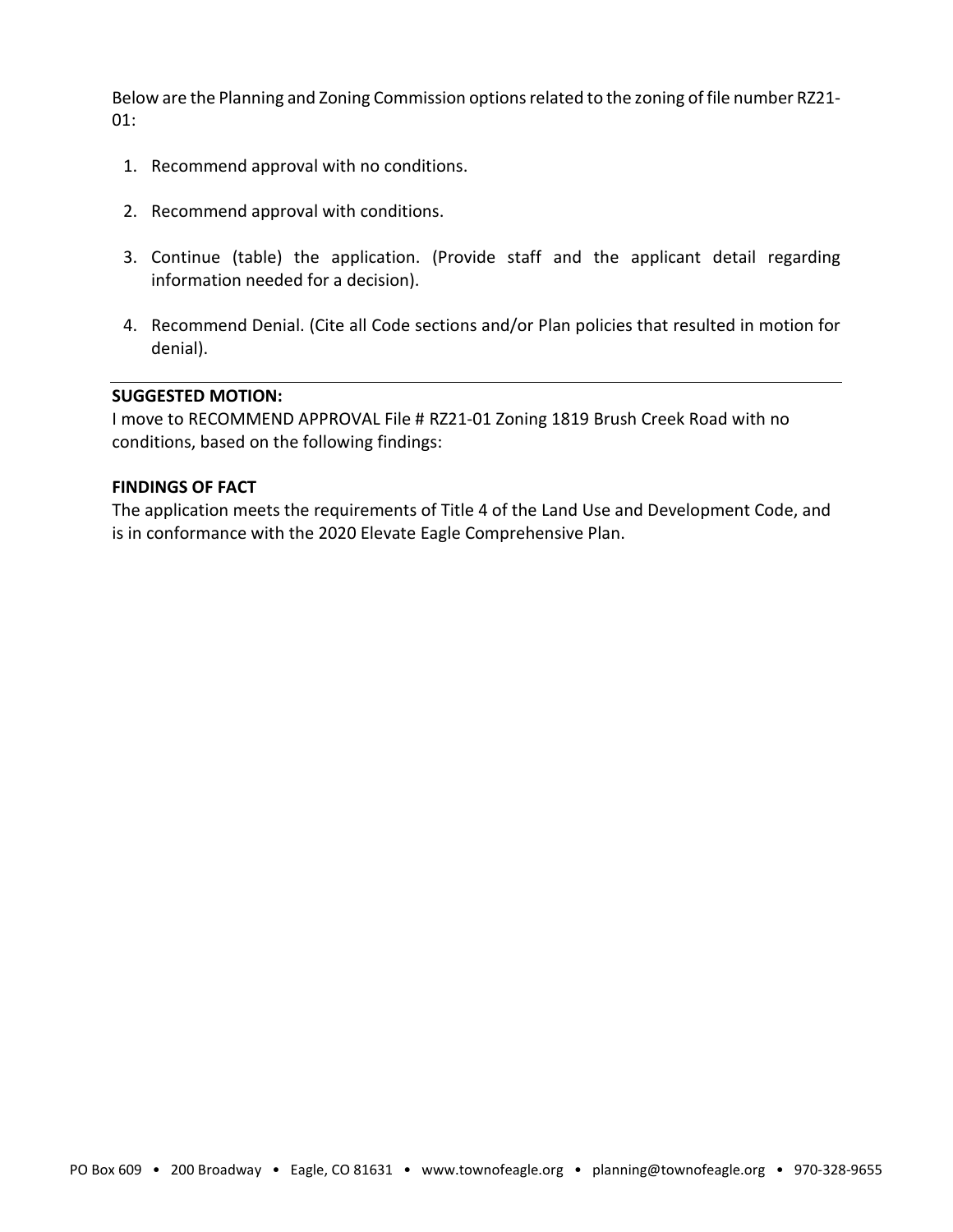Below are the Planning and Zoning Commission options related to the zoning of file number RZ21-01:

1. Recommend approval with no conditions.
2. Recommend approval with conditions.
3. Continue (table) the application. (Provide staff and the applicant detail regarding information needed for a decision).
4. Recommend Denial. (Cite all Code sections and/or Plan policies that resulted in motion for denial).

---

**SUGGESTED MOTION:**

I move to RECOMMEND APPROVAL File # RZ21-01 Zoning 1819 Brush Creek Road with no conditions, based on the following findings:

**FINDINGS OF FACT**

The application meets the requirements of Title 4 of the Land Use and Development Code, and is in conformance with the 2020 Elevate Eagle Comprehensive Plan.